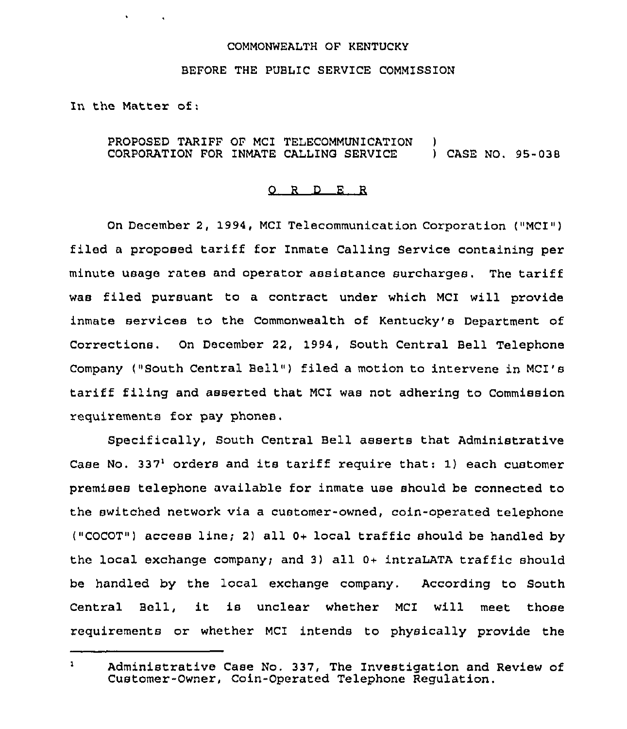COMMONWEALTH OF KENTUCKY

BEFORE THE PUBLIC SERVICE COMMISSION

In the Matter of:

PROPOSED TARIFF OF MCI TELECOMMUNICATION CORPORATION FOR INMATE CALLING SERVICE ) CASE NO. 95-038

O R D E R

On December 2, 1994, MCI Telecommunication Corporation ("MCI") filed a proposed tariff for Inmate Calling Service containing per minute usage rates and operator assistance surcharges. The tariff was filed pursuant to a contract under which MCI will provide inmate services to the Commonwealth of Kentucky's Department of Corrections. On December 22, 1994, South Central Bell Telephone Company ("South Central Bell") filed a motion to intervene in MCI's tariff filing and asserted that MCI was not adhering to Commission requirements for pay phones.

Specifically, South Central Bell asserts that Administrative Case No. 337[1] orders and its tariff require that: 1) each customer premises telephone available for inmate use should be connected to the switched network via a customer-owned, coin-operated telephone ("COCOT") access line; 2) all 0+ local traffic should be handled by the local exchange company; and 3) all 0+ intraLATA traffic should be handled by the local exchange company. According to South Central Bell, it is unclear whether MCI will meet those requirements or whether MCI intends to physically provide the

[1] Administrative Case No. 337, The Investigation and Review of Customer-Owner, Coin-Operated Telephone Regulation.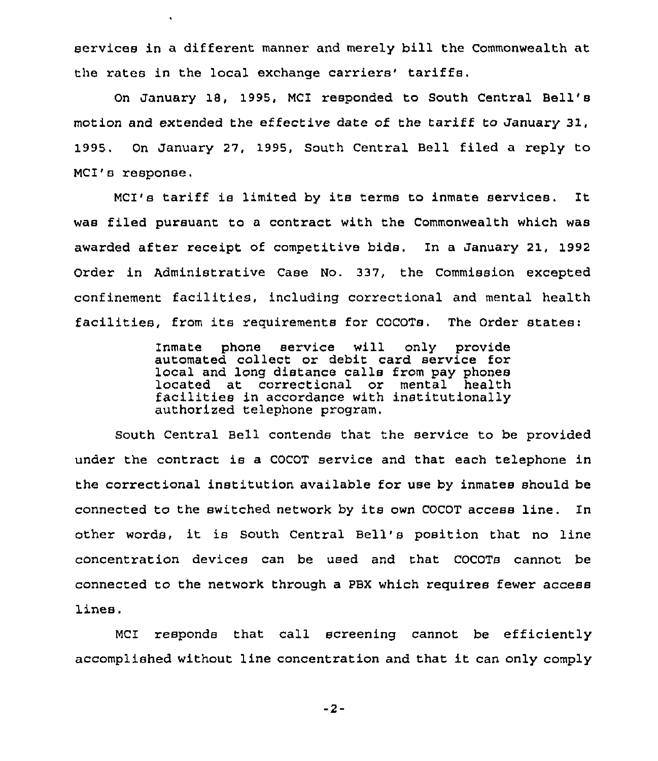services in a different manner and merely bill the Commonwealth at the rates in the local exchange carriers' tariffs.

On January 18, 1995, MCI responded to South Central Bell's motion and extended the effective date of the tariff to January 31, 1995. On January 27, 1995, South Central Bell filed a reply to MCI's response.

MCI's tariff is limited by its terms to inmate services. It was filed pursuant to a contract with the Commonwealth which was awarded after receipt of competitive bids. In a January 21, 1992 Order in Administrative Case No. 337, the Commission excepted confinement facilities, including correctional and mental health facilities, from its requirements for COCOTs. The Order states:

> Inmate phone service will only provide automated collect or debit card service for local and long distance calls from pay phones located at correctional or mental health facilities in accordance with institutionally authorized telephone program.

South Central Bell contends that the service to be provided under the contract is a COCOT service and that each telephone in the correctional institution available for use by inmates should be connected to the switched network by its own COCOT access line. In other words, it is South Central Bell's position that no line concentration devices can be used and that COCOTs cannot be connected to the network through a PBX which requires fewer access lines.

MCI responds that call screening cannot be efficiently accomplished without line concentration and that it can only comply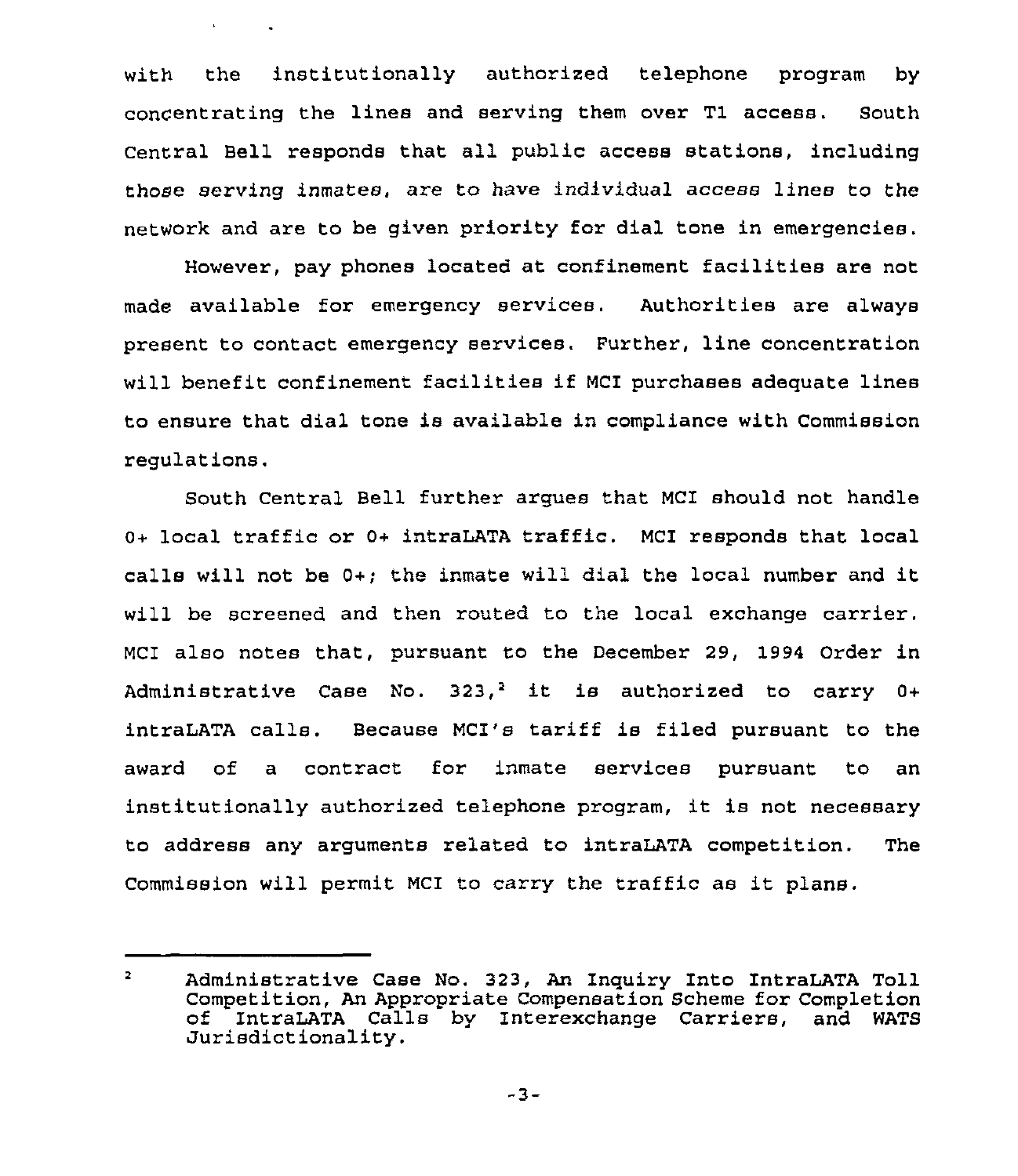with the institutionally authorized telephone program by concentrating the lines and serving them over T1 access. South Central Bell responds that all public access stations, including those serving inmates, are to have individual access lines to the network and are to be given priority for dial tone in emergencies.

However, pay phones located at confinement facilities are not made available for emergency services. Authorities are always present to contact emergency services. Further, line concentration will benefit confinement facilities if MCI purchases adequate lines to ensure that dial tone is available in compliance with Commission regulations.

South Central Bell further argues that MCI should not handle 0+ local traffic or 0+ intraLATA traffic. MCI responds that local calls will not be 0+; the inmate will dial the local number and it will be screened and then routed to the local exchange carrier. MCI also notes that, pursuant to the December 29, 1994 Order in Administrative Case No. 323,[2] it is authorized to carry 0+ intraLATA calls. Because MCI's tariff is filed pursuant to the award of a contract for inmate services pursuant to an institutionally authorized telephone program, it is not necessary to address any arguments related to intraLATA competition. The Commission will permit MCI to carry the traffic as it plans.

---

[2] Administrative Case No. 323, An Inquiry Into IntraLATA Toll Competition, An Appropriate Compensation Scheme for Completion of IntraLATA Calls by Interexchange Carriers, and WATS Jurisdictionality.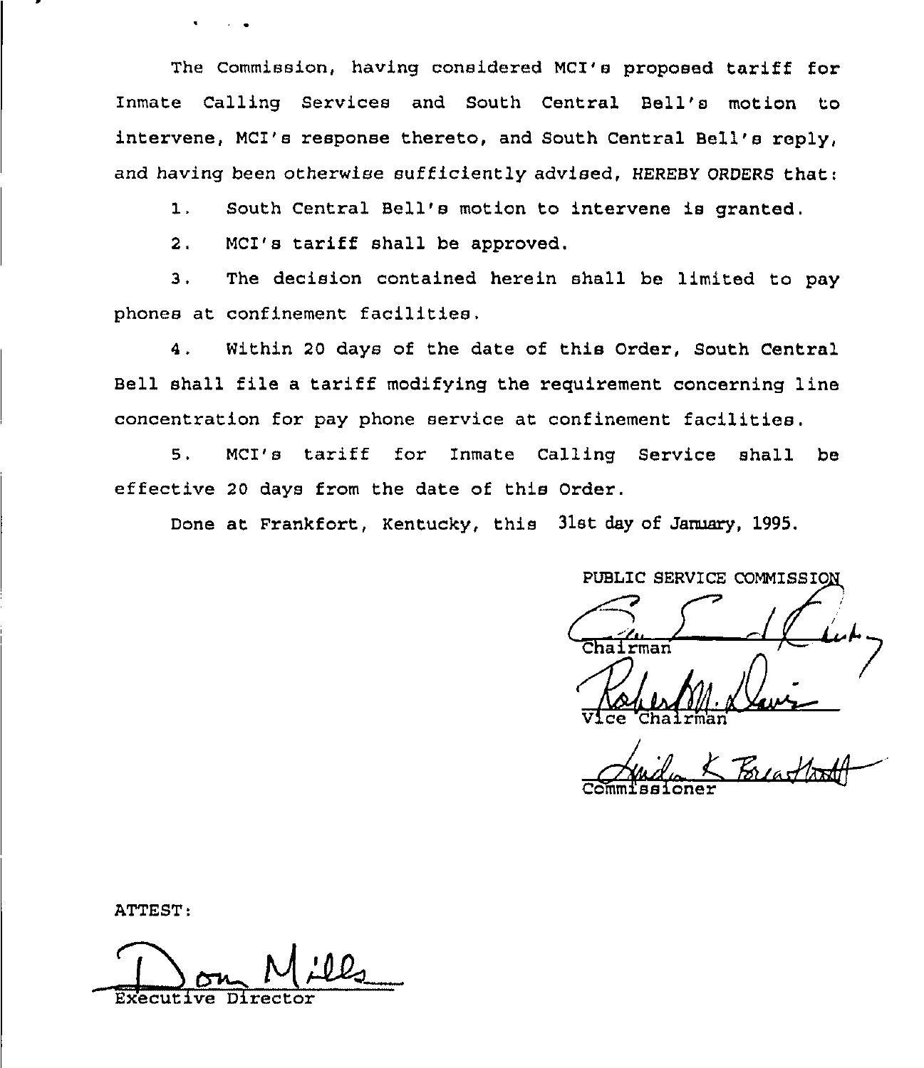The Commission, having considered MCI's proposed tariff for Inmate Calling Services and South Central Bell's motion to intervene, MCI's response thereto, and South Central Bell's reply, and having been otherwise sufficiently advised, HEREBY ORDERS that:

1. South Central Bell's motion to intervene is granted.

2. MCI's tariff shall be approved.

3. The decision contained herein shall be limited to pay phones at confinement facilities.

4. Within 20 days of the date of this Order, South Central Bell shall file a tariff modifying the requirement concerning line concentration for pay phone service at confinement facilities.

5. MCI's tariff for Inmate Calling Service shall be effective 20 days from the date of this Order.

Done at Frankfort, Kentucky, this 31st day of January, 1995.

PUBLIC SERVICE COMMISSION

Chairman

Vice Chairman

Commissioner

ATTEST:

Executive Director